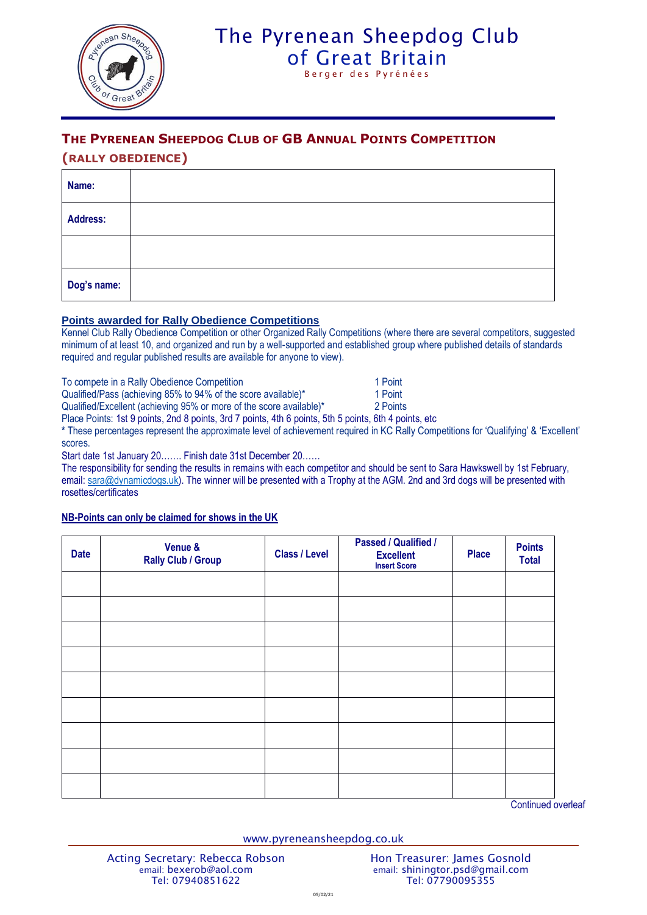# The Pyrenean Sheepdog Club of Great Britain

Berger des Pyrénées

## THE PYRENEAN SHEEPDOG CLUB OF GB ANNUAL POINTS COMPETITION (RALLY OBEDIENCE)

| Name: | |
|---|---|
| Address: | |
| | |
| Dog's name: | |

**Points awarded for Rally Obedience Competitions**

Kennel Club Rally Obedience Competition or other Organized Rally Competitions (where there are several competitors, suggested minimum of at least 10, and organized and run by a well-supported and established group where published details of standards required and regular published results are available for anyone to view).

To compete in a Rally Obedience Competition — 1 Point
Qualified/Pass (achieving 85% to 94% of the score available)* — 1 Point
Qualified/Excellent (achieving 95% or more of the score available)* — 2 Points
Place Points: 1st 9 points, 2nd 8 points, 3rd 7 points, 4th 6 points, 5th 5 points, 6th 4 points, etc

* These percentages represent the approximate level of achievement required in KC Rally Competitions for 'Qualifying' & 'Excellent' scores.

Start date 1st January 20……. Finish date 31st December 20……

The responsibility for sending the results in remains with each competitor and should be sent to Sara Hawkswell by 1st February, email: sara@dynamicdogs.uk). The winner will be presented with a Trophy at the AGM. 2nd and 3rd dogs will be presented with rosettes/certificates

**NB-Points can only be claimed for shows in the UK**

| Date | Venue & Rally Club / Group | Class / Level | Passed / Qualified / Excellent Insert Score | Place | Points Total |
|---|---|---|---|---|---|
| | | | | | |
| | | | | | |
| | | | | | |
| | | | | | |
| | | | | | |
| | | | | | |
| | | | | | |
| | | | | | |
| | | | | | |

Continued overleaf

www.pyreneansheepdog.co.uk

Acting Secretary: Rebecca Robson
email: bexerob@aol.com
Tel: 07940851622

Hon Treasurer: James Gosnold
email: shiningtor.psd@gmail.com
Tel: 07790095355

05/02/21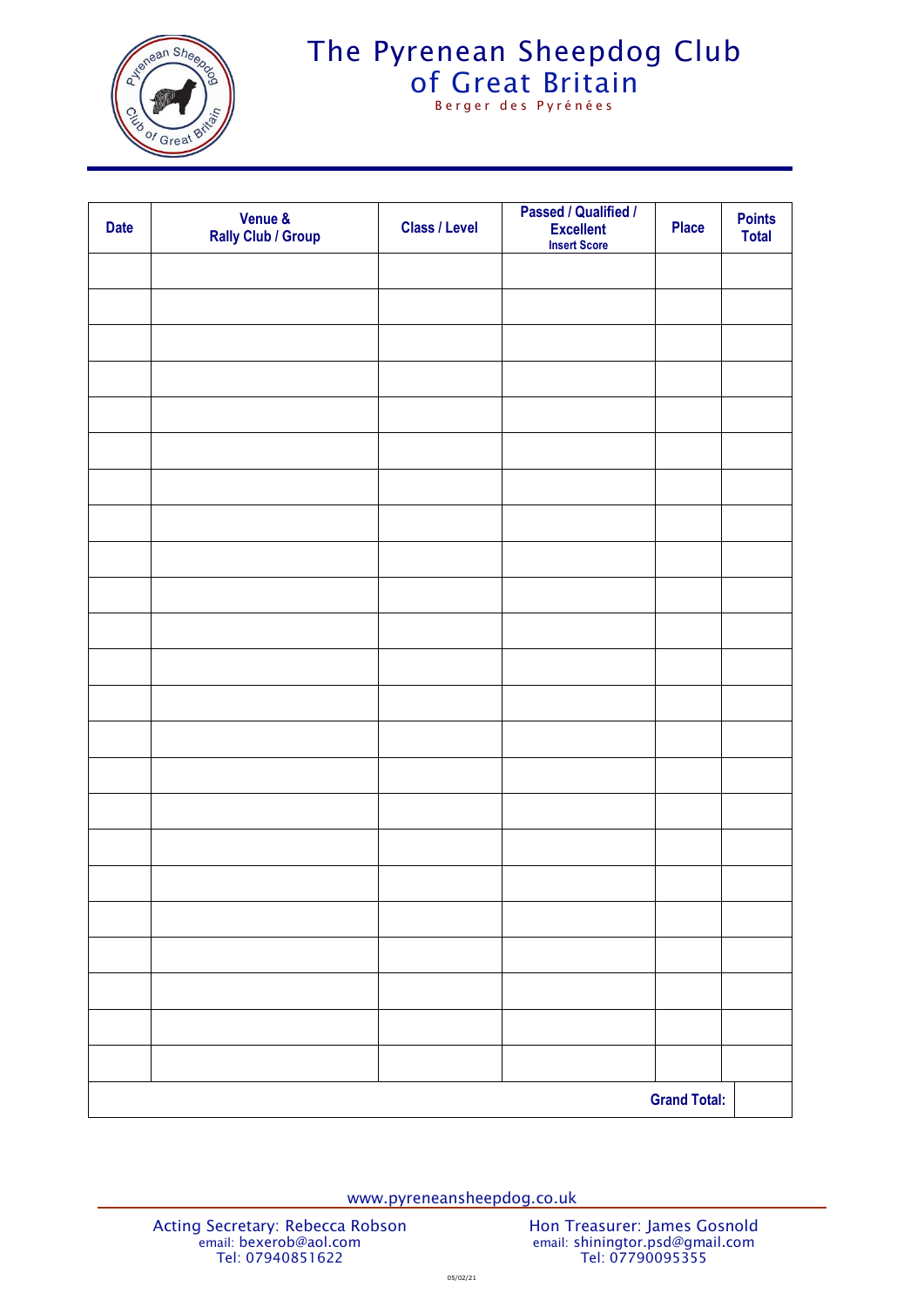# The Pyrenean Sheepdog Club of Great Britain

Berger des Pyrénées

| Date | Venue & Rally Club / Group | Class / Level | Passed / Qualified / Excellent Insert Score | Place | Points Total |
|---|---|---|---|---|---|
| | | | | | |
| | | | | | |
| | | | | | |
| | | | | | |
| | | | | | |
| | | | | | |
| | | | | | |
| | | | | | |
| | | | | | |
| | | | | | |
| | | | | | |
| | | | | | |
| | | | | | |
| | | | | | |
| | | | | | |
| | | | | | |
| | | | | | |
| | | | | | |
| | | | | | |
| | | | | | |
| | | | | | |
| | | | | | |
| | | | | | |
| | | | | **Grand Total:** | |

www.pyreneansheepdog.co.uk

Acting Secretary: Rebecca Robson
email: bexerob@aol.com
Tel: 07940851622

Hon Treasurer: James Gosnold
email: shiningtor.psd@gmail.com
Tel: 07790095355

05/02/21